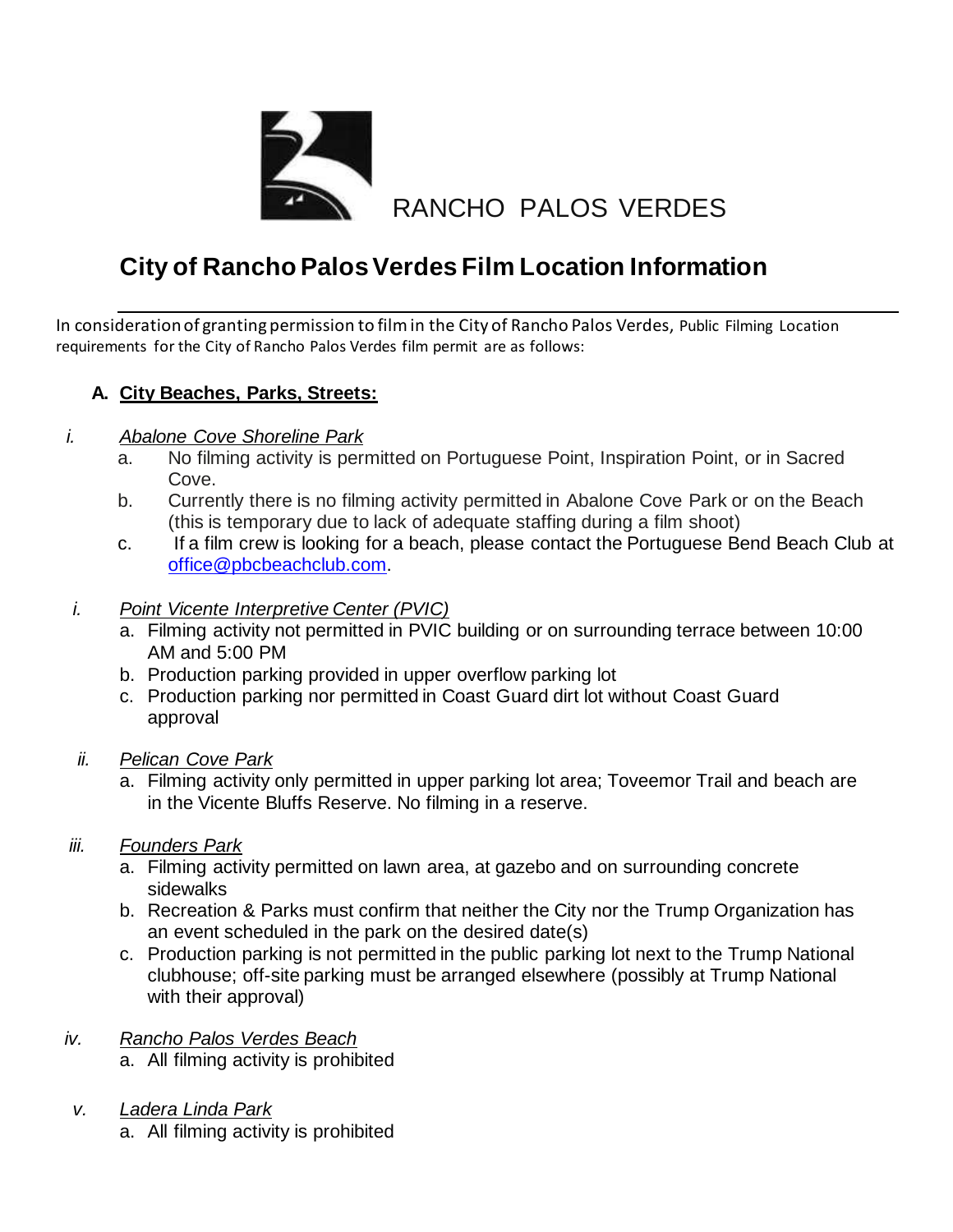RANCHO PALOS VERDES

# City of Rancho Palos Verdes Film Location Information

In consideration of granting permission to film in the City of Rancho Palos Verdes, Public Filming Location requirements for the City of Rancho Palos Verdes film permit are as follows:

## A. City Beaches, Parks, Streets:

*i.* *Abalone Cove Shoreline Park*

a. No filming activity is permitted on Portuguese Point, Inspiration Point, or in Sacred Cove.

b. Currently there is no filming activity permitted in Abalone Cove Park or on the Beach (this is temporary due to lack of adequate staffing during a film shoot)

c. If a film crew is looking for a beach, please contact the Portuguese Bend Beach Club at office@pbcbeachclub.com.

*i.* *Point Vicente Interpretive Center (PVIC)*

a. Filming activity not permitted in PVIC building or on surrounding terrace between 10:00 AM and 5:00 PM

b. Production parking provided in upper overflow parking lot

c. Production parking nor permitted in Coast Guard dirt lot without Coast Guard approval

*ii.* *Pelican Cove Park*

a. Filming activity only permitted in upper parking lot area; Toveemor Trail and beach are in the Vicente Bluffs Reserve. No filming in a reserve.

*iii.* *Founders Park*

a. Filming activity permitted on lawn area, at gazebo and on surrounding concrete sidewalks

b. Recreation & Parks must confirm that neither the City nor the Trump Organization has an event scheduled in the park on the desired date(s)

c. Production parking is not permitted in the public parking lot next to the Trump National clubhouse; off-site parking must be arranged elsewhere (possibly at Trump National with their approval)

*iv.* *Rancho Palos Verdes Beach*

a. All filming activity is prohibited

*v.* *Ladera Linda Park*

a. All filming activity is prohibited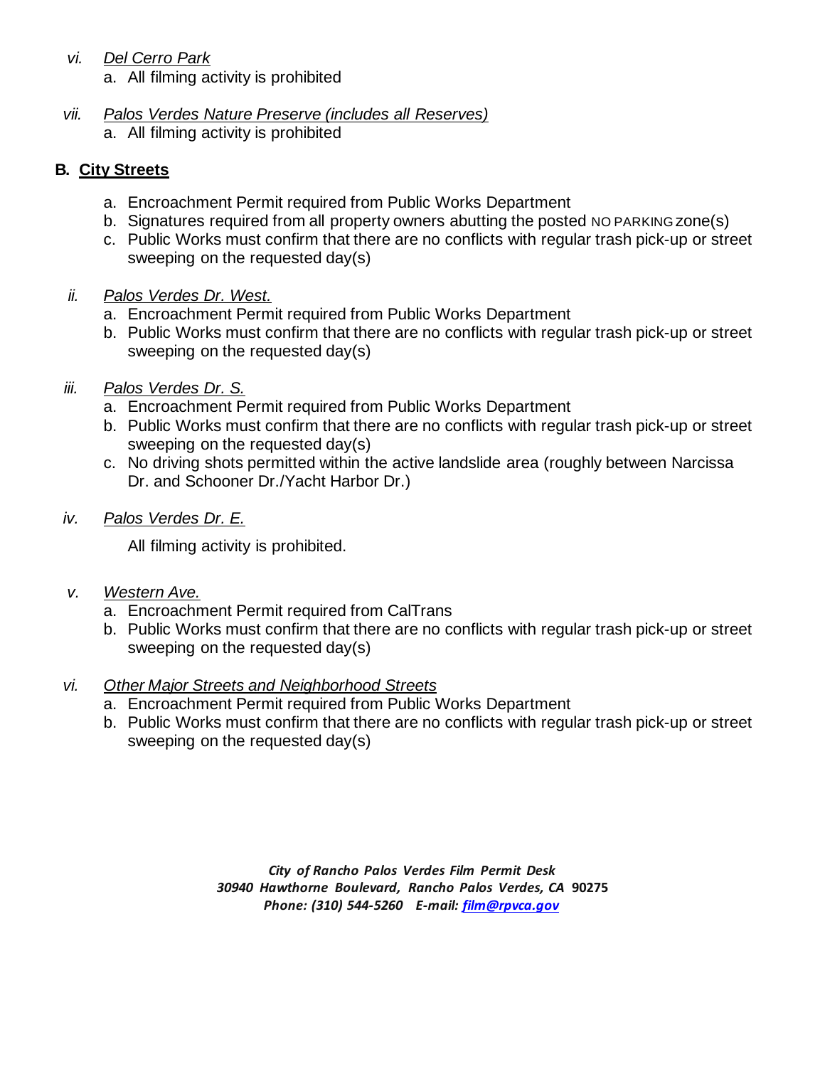*vi.* *Del Cerro Park*

a. All filming activity is prohibited

*vii.* *Palos Verdes Nature Preserve (includes all Reserves)*

a. All filming activity is prohibited

**B. City Streets**

a. Encroachment Permit required from Public Works Department
b. Signatures required from all property owners abutting the posted NO PARKING zone(s)
c. Public Works must confirm that there are no conflicts with regular trash pick-up or street sweeping on the requested day(s)

*ii.* *Palos Verdes Dr. West.*

a. Encroachment Permit required from Public Works Department
b. Public Works must confirm that there are no conflicts with regular trash pick-up or street sweeping on the requested day(s)

*iii.* *Palos Verdes Dr. S.*

a. Encroachment Permit required from Public Works Department
b. Public Works must confirm that there are no conflicts with regular trash pick-up or street sweeping on the requested day(s)
c. No driving shots permitted within the active landslide area (roughly between Narcissa Dr. and Schooner Dr./Yacht Harbor Dr.)

*iv.* *Palos Verdes Dr. E.*

All filming activity is prohibited.

*v.* *Western Ave.*

a. Encroachment Permit required from CalTrans
b. Public Works must confirm that there are no conflicts with regular trash pick-up or street sweeping on the requested day(s)

*vi.* *Other Major Streets and Neighborhood Streets*

a. Encroachment Permit required from Public Works Department
b. Public Works must confirm that there are no conflicts with regular trash pick-up or street sweeping on the requested day(s)

*City of Rancho Palos Verdes Film Permit Desk*
*30940 Hawthorne Boulevard, Rancho Palos Verdes, CA* **90275**
*Phone: (310) 544-5260 E-mail: film@rpvca.gov*